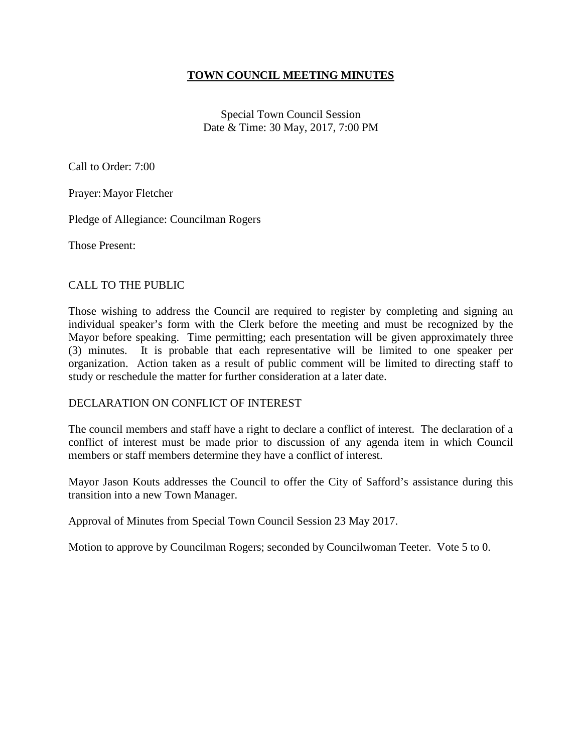# TOWN COUNCIL MEETING MINUTES

Special Town Council Session
Date & Time: 30 May, 2017, 7:00 PM

Call to Order: 7:00

Prayer: Mayor Fletcher

Pledge of Allegiance: Councilman Rogers

Those Present:

CALL TO THE PUBLIC

Those wishing to address the Council are required to register by completing and signing an individual speaker's form with the Clerk before the meeting and must be recognized by the Mayor before speaking. Time permitting; each presentation will be given approximately three (3) minutes. It is probable that each representative will be limited to one speaker per organization. Action taken as a result of public comment will be limited to directing staff to study or reschedule the matter for further consideration at a later date.

DECLARATION ON CONFLICT OF INTEREST

The council members and staff have a right to declare a conflict of interest. The declaration of a conflict of interest must be made prior to discussion of any agenda item in which Council members or staff members determine they have a conflict of interest.

Mayor Jason Kouts addresses the Council to offer the City of Safford's assistance during this transition into a new Town Manager.

Approval of Minutes from Special Town Council Session 23 May 2017.

Motion to approve by Councilman Rogers; seconded by Councilwoman Teeter. Vote 5 to 0.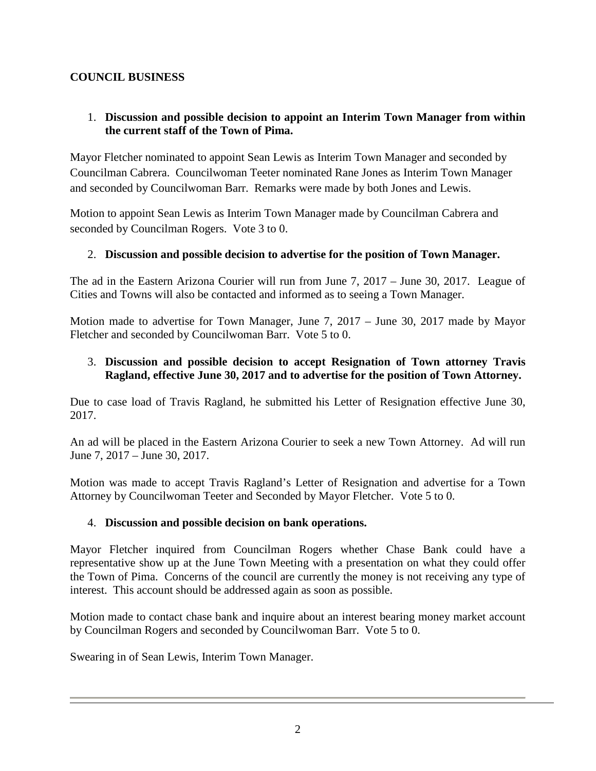## COUNCIL BUSINESS

1. **Discussion and possible decision to appoint an Interim Town Manager from within the current staff of the Town of Pima.**

Mayor Fletcher nominated to appoint Sean Lewis as Interim Town Manager and seconded by Councilman Cabrera. Councilwoman Teeter nominated Rane Jones as Interim Town Manager and seconded by Councilwoman Barr. Remarks were made by both Jones and Lewis.

Motion to appoint Sean Lewis as Interim Town Manager made by Councilman Cabrera and seconded by Councilman Rogers. Vote 3 to 0.

2. **Discussion and possible decision to advertise for the position of Town Manager.**

The ad in the Eastern Arizona Courier will run from June 7, 2017 – June 30, 2017. League of Cities and Towns will also be contacted and informed as to seeing a Town Manager.

Motion made to advertise for Town Manager, June 7, 2017 – June 30, 2017 made by Mayor Fletcher and seconded by Councilwoman Barr. Vote 5 to 0.

3. **Discussion and possible decision to accept Resignation of Town attorney Travis Ragland, effective June 30, 2017 and to advertise for the position of Town Attorney.**

Due to case load of Travis Ragland, he submitted his Letter of Resignation effective June 30, 2017.

An ad will be placed in the Eastern Arizona Courier to seek a new Town Attorney. Ad will run June 7, 2017 – June 30, 2017.

Motion was made to accept Travis Ragland's Letter of Resignation and advertise for a Town Attorney by Councilwoman Teeter and Seconded by Mayor Fletcher. Vote 5 to 0.

4. **Discussion and possible decision on bank operations.**

Mayor Fletcher inquired from Councilman Rogers whether Chase Bank could have a representative show up at the June Town Meeting with a presentation on what they could offer the Town of Pima. Concerns of the council are currently the money is not receiving any type of interest. This account should be addressed again as soon as possible.

Motion made to contact chase bank and inquire about an interest bearing money market account by Councilman Rogers and seconded by Councilwoman Barr. Vote 5 to 0.

Swearing in of Sean Lewis, Interim Town Manager.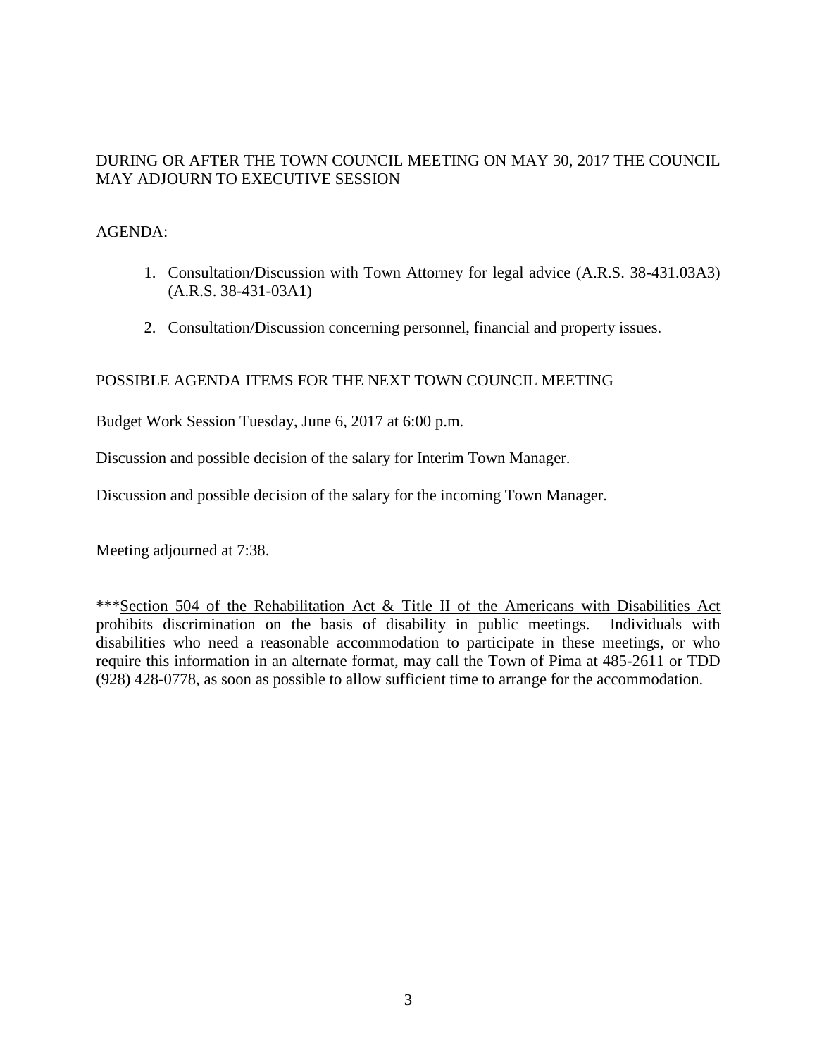DURING OR AFTER THE TOWN COUNCIL MEETING ON MAY 30, 2017 THE COUNCIL MAY ADJOURN TO EXECUTIVE SESSION

AGENDA:

1. Consultation/Discussion with Town Attorney for legal advice (A.R.S. 38-431.03A3) (A.R.S. 38-431-03A1)

2. Consultation/Discussion concerning personnel, financial and property issues.

POSSIBLE AGENDA ITEMS FOR THE NEXT TOWN COUNCIL MEETING

Budget Work Session Tuesday, June 6, 2017 at 6:00 p.m.

Discussion and possible decision of the salary for Interim Town Manager.

Discussion and possible decision of the salary for the incoming Town Manager.

Meeting adjourned at 7:38.

***Section 504 of the Rehabilitation Act & Title II of the Americans with Disabilities Act prohibits discrimination on the basis of disability in public meetings. Individuals with disabilities who need a reasonable accommodation to participate in these meetings, or who require this information in an alternate format, may call the Town of Pima at 485-2611 or TDD (928) 428-0778, as soon as possible to allow sufficient time to arrange for the accommodation.